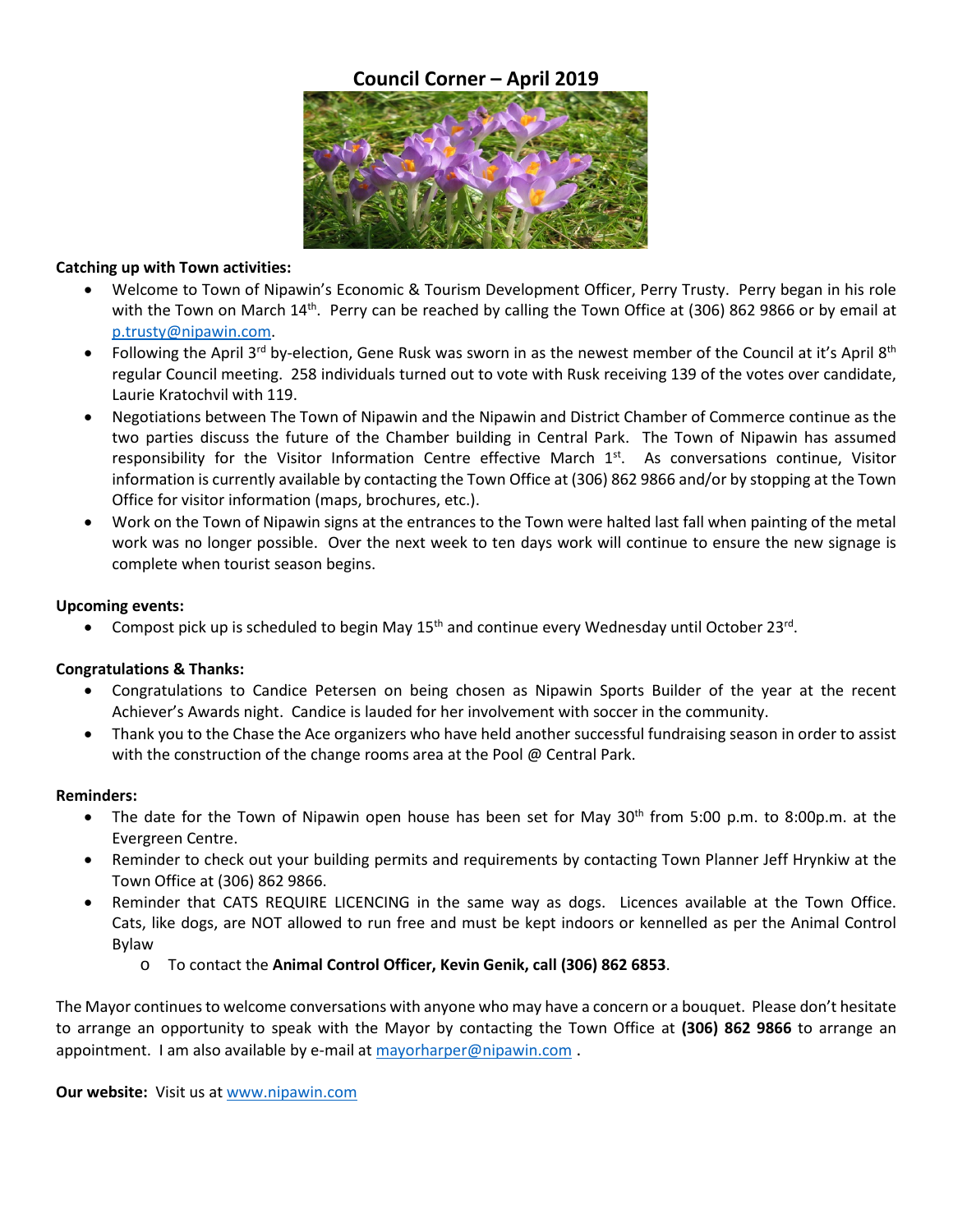# Council Corner – April 2019

**Catching up with Town activities:**

- Welcome to Town of Nipawin's Economic & Tourism Development Officer, Perry Trusty. Perry began in his role with the Town on March 14th. Perry can be reached by calling the Town Office at (306) 862 9866 or by email at p.trusty@nipawin.com.
- Following the April 3rd by-election, Gene Rusk was sworn in as the newest member of the Council at it's April 8th regular Council meeting. 258 individuals turned out to vote with Rusk receiving 139 of the votes over candidate, Laurie Kratochvil with 119.
- Negotiations between The Town of Nipawin and the Nipawin and District Chamber of Commerce continue as the two parties discuss the future of the Chamber building in Central Park. The Town of Nipawin has assumed responsibility for the Visitor Information Centre effective March 1st. As conversations continue, Visitor information is currently available by contacting the Town Office at (306) 862 9866 and/or by stopping at the Town Office for visitor information (maps, brochures, etc.).
- Work on the Town of Nipawin signs at the entrances to the Town were halted last fall when painting of the metal work was no longer possible. Over the next week to ten days work will continue to ensure the new signage is complete when tourist season begins.

**Upcoming events:**

- Compost pick up is scheduled to begin May 15th and continue every Wednesday until October 23rd.

**Congratulations & Thanks:**

- Congratulations to Candice Petersen on being chosen as Nipawin Sports Builder of the year at the recent Achiever's Awards night. Candice is lauded for her involvement with soccer in the community.
- Thank you to the Chase the Ace organizers who have held another successful fundraising season in order to assist with the construction of the change rooms area at the Pool @ Central Park.

**Reminders:**

- The date for the Town of Nipawin open house has been set for May 30th from 5:00 p.m. to 8:00p.m. at the Evergreen Centre.
- Reminder to check out your building permits and requirements by contacting Town Planner Jeff Hrynkiw at the Town Office at (306) 862 9866.
- Reminder that CATS REQUIRE LICENCING in the same way as dogs. Licences available at the Town Office. Cats, like dogs, are NOT allowed to run free and must be kept indoors or kennelled as per the Animal Control Bylaw
  - To contact the **Animal Control Officer, Kevin Genik, call (306) 862 6853**.

The Mayor continues to welcome conversations with anyone who may have a concern or a bouquet. Please don't hesitate to arrange an opportunity to speak with the Mayor by contacting the Town Office at **(306) 862 9866** to arrange an appointment. I am also available by e-mail at mayorharper@nipawin.com .

**Our website:** Visit us at www.nipawin.com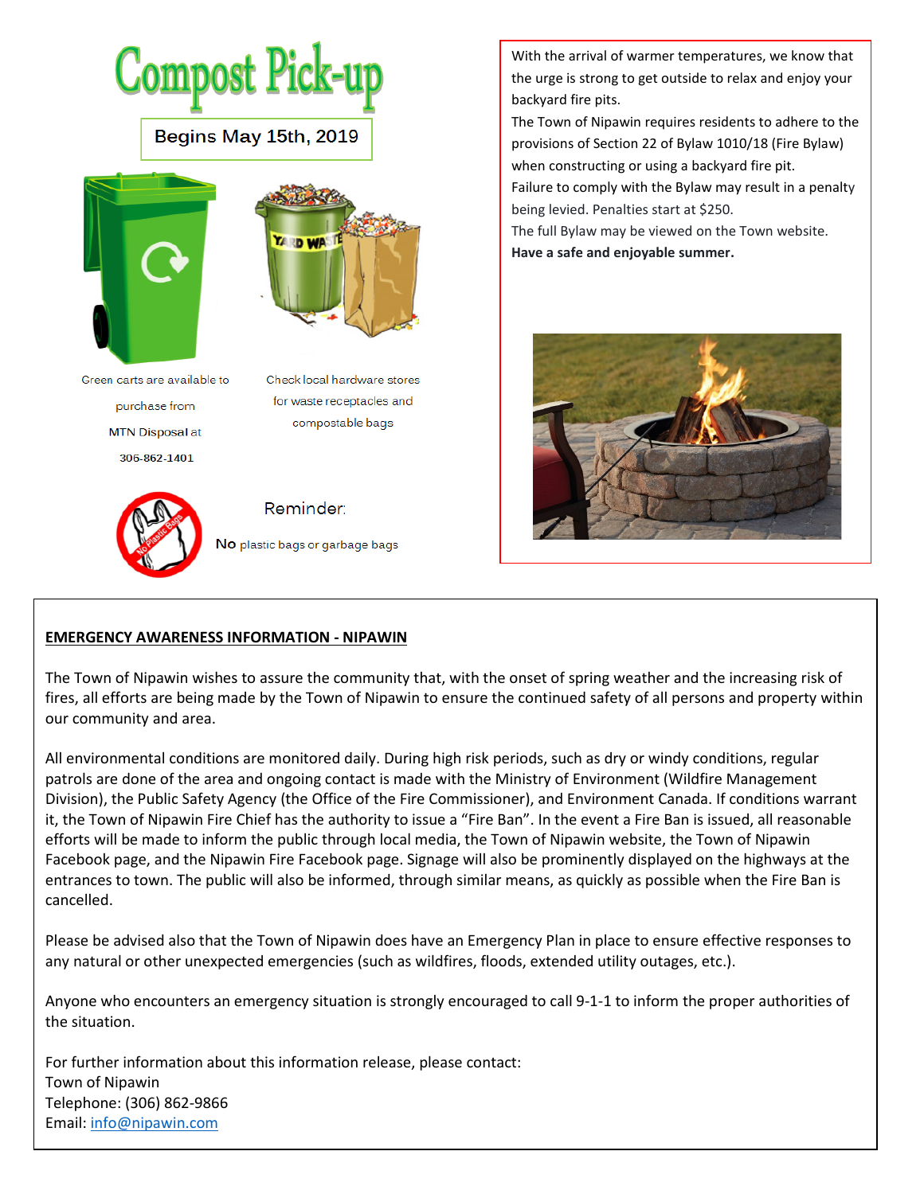# Compost Pick-up

**Begins May 15th, 2019**

Green carts are available to purchase from MTN Disposal at 306-862-1401

Check local hardware stores for waste receptacles and compostable bags

Reminder:

No plastic bags or garbage bags

With the arrival of warmer temperatures, we know that the urge is strong to get outside to relax and enjoy your backyard fire pits.

The Town of Nipawin requires residents to adhere to the provisions of Section 22 of Bylaw 1010/18 (Fire Bylaw) when constructing or using a backyard fire pit.

Failure to comply with the Bylaw may result in a penalty being levied. Penalties start at $250.

The full Bylaw may be viewed on the Town website.

**Have a safe and enjoyable summer.**

## EMERGENCY AWARENESS INFORMATION - NIPAWIN

The Town of Nipawin wishes to assure the community that, with the onset of spring weather and the increasing risk of fires, all efforts are being made by the Town of Nipawin to ensure the continued safety of all persons and property within our community and area.

All environmental conditions are monitored daily. During high risk periods, such as dry or windy conditions, regular patrols are done of the area and ongoing contact is made with the Ministry of Environment (Wildfire Management Division), the Public Safety Agency (the Office of the Fire Commissioner), and Environment Canada. If conditions warrant it, the Town of Nipawin Fire Chief has the authority to issue a "Fire Ban". In the event a Fire Ban is issued, all reasonable efforts will be made to inform the public through local media, the Town of Nipawin website, the Town of Nipawin Facebook page, and the Nipawin Fire Facebook page. Signage will also be prominently displayed on the highways at the entrances to town. The public will also be informed, through similar means, as quickly as possible when the Fire Ban is cancelled.

Please be advised also that the Town of Nipawin does have an Emergency Plan in place to ensure effective responses to any natural or other unexpected emergencies (such as wildfires, floods, extended utility outages, etc.).

Anyone who encounters an emergency situation is strongly encouraged to call 9-1-1 to inform the proper authorities of the situation.

For further information about this information release, please contact:
Town of Nipawin
Telephone: (306) 862-9866
Email: info@nipawin.com